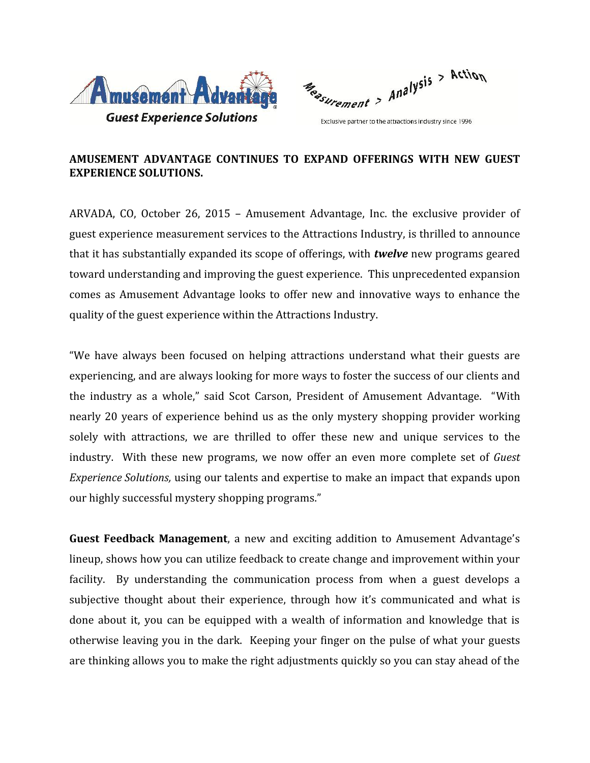Amusement Advantage

Guest Experience Solutions

Measurement > Analysis > Action

Exclusive partner to the attractions industry since 1996

**AMUSEMENT ADVANTAGE CONTINUES TO EXPAND OFFERINGS WITH NEW GUEST EXPERIENCE SOLUTIONS.**

ARVADA, CO, October 26, 2015 – Amusement Advantage, Inc. the exclusive provider of guest experience measurement services to the Attractions Industry, is thrilled to announce that it has substantially expanded its scope of offerings, with ***twelve*** new programs geared toward understanding and improving the guest experience. This unprecedented expansion comes as Amusement Advantage looks to offer new and innovative ways to enhance the quality of the guest experience within the Attractions Industry.

"We have always been focused on helping attractions understand what their guests are experiencing, and are always looking for more ways to foster the success of our clients and the industry as a whole," said Scot Carson, President of Amusement Advantage. "With nearly 20 years of experience behind us as the only mystery shopping provider working solely with attractions, we are thrilled to offer these new and unique services to the industry. With these new programs, we now offer an even more complete set of *Guest Experience Solutions,* using our talents and expertise to make an impact that expands upon our highly successful mystery shopping programs."

**Guest Feedback Management**, a new and exciting addition to Amusement Advantage's lineup, shows how you can utilize feedback to create change and improvement within your facility. By understanding the communication process from when a guest develops a subjective thought about their experience, through how it's communicated and what is done about it, you can be equipped with a wealth of information and knowledge that is otherwise leaving you in the dark. Keeping your finger on the pulse of what your guests are thinking allows you to make the right adjustments quickly so you can stay ahead of the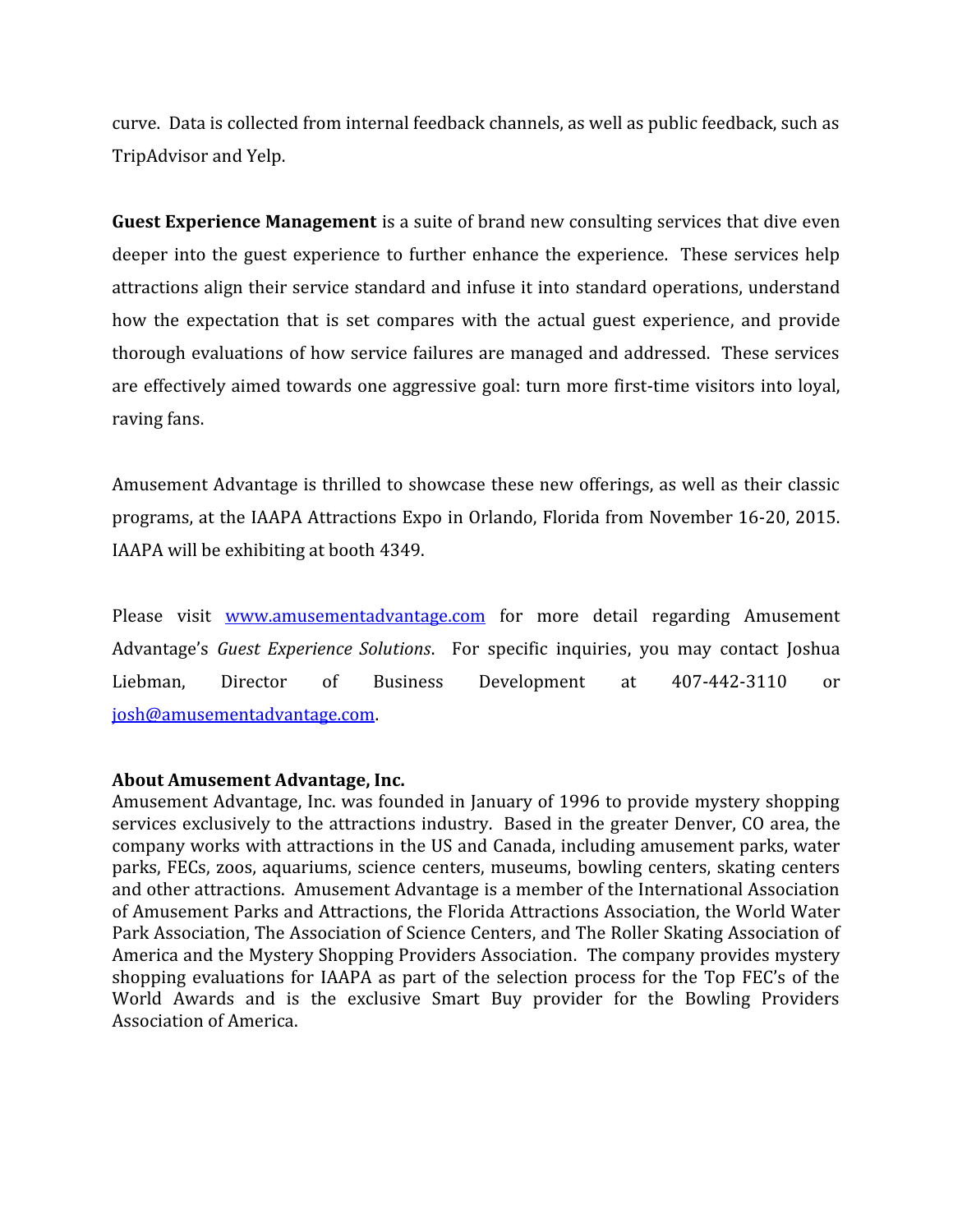curve. Data is collected from internal feedback channels, as well as public feedback, such as TripAdvisor and Yelp.

**Guest Experience Management** is a suite of brand new consulting services that dive even deeper into the guest experience to further enhance the experience. These services help attractions align their service standard and infuse it into standard operations, understand how the expectation that is set compares with the actual guest experience, and provide thorough evaluations of how service failures are managed and addressed. These services are effectively aimed towards one aggressive goal: turn more first-time visitors into loyal, raving fans.

Amusement Advantage is thrilled to showcase these new offerings, as well as their classic programs, at the IAAPA Attractions Expo in Orlando, Florida from November 16-20, 2015. IAAPA will be exhibiting at booth 4349.

Please visit [www.amusementadvantage.com](http://www.amusementadvantage.com) for more detail regarding Amusement Advantage's *Guest Experience Solutions*. For specific inquiries, you may contact Joshua Liebman, Director of Business Development at 407-442-3110 or [josh@amusementadvantage.com](mailto:josh@amusementadvantage.com).

**About Amusement Advantage, Inc.**

Amusement Advantage, Inc. was founded in January of 1996 to provide mystery shopping services exclusively to the attractions industry. Based in the greater Denver, CO area, the company works with attractions in the US and Canada, including amusement parks, water parks, FECs, zoos, aquariums, science centers, museums, bowling centers, skating centers and other attractions. Amusement Advantage is a member of the International Association of Amusement Parks and Attractions, the Florida Attractions Association, the World Water Park Association, The Association of Science Centers, and The Roller Skating Association of America and the Mystery Shopping Providers Association. The company provides mystery shopping evaluations for IAAPA as part of the selection process for the Top FEC's of the World Awards and is the exclusive Smart Buy provider for the Bowling Providers Association of America.